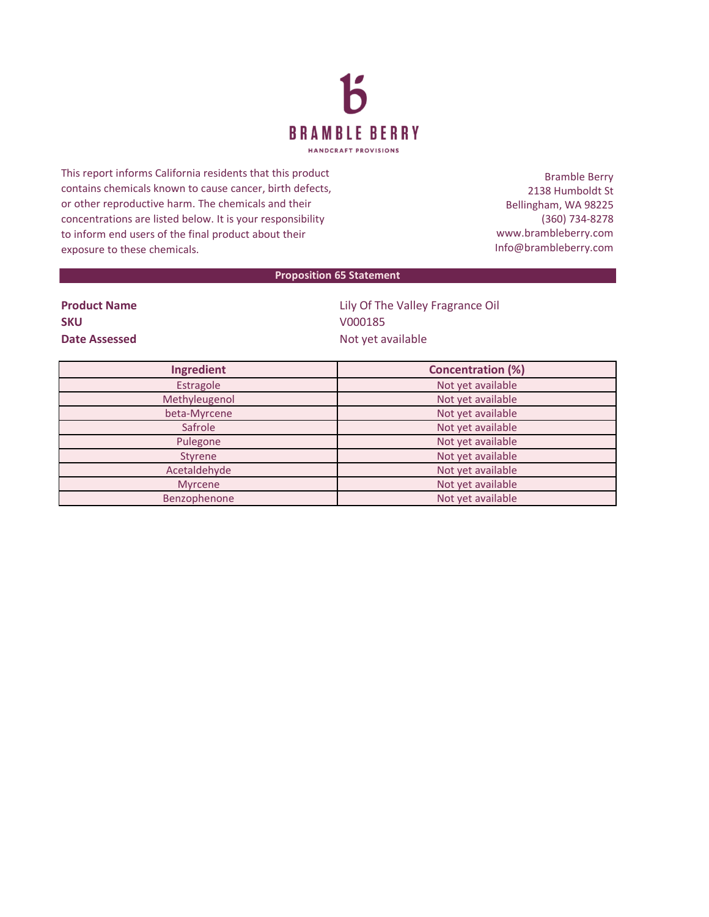# BRAMBLE BERRY

HANDCRAFT PROVISIONS

This report informs California residents that this product contains chemicals known to cause cancer, birth defects, or other reproductive harm. The chemicals and their concentrations are listed below. It is your responsibility to inform end users of the final product about their exposure to these chemicals.

Bramble Berry
2138 Humboldt St
Bellingham, WA 98225
(360) 734-8278
www.brambleberry.com
Info@brambleberry.com

## Proposition 65 Statement

**Product Name** Lily Of The Valley Fragrance Oil

**SKU** V000185

**Date Assessed** Not yet available

| Ingredient | Concentration (%) |
|---|---|
| Estragole | Not yet available |
| Methyleugenol | Not yet available |
| beta-Myrcene | Not yet available |
| Safrole | Not yet available |
| Pulegone | Not yet available |
| Styrene | Not yet available |
| Acetaldehyde | Not yet available |
| Myrcene | Not yet available |
| Benzophenone | Not yet available |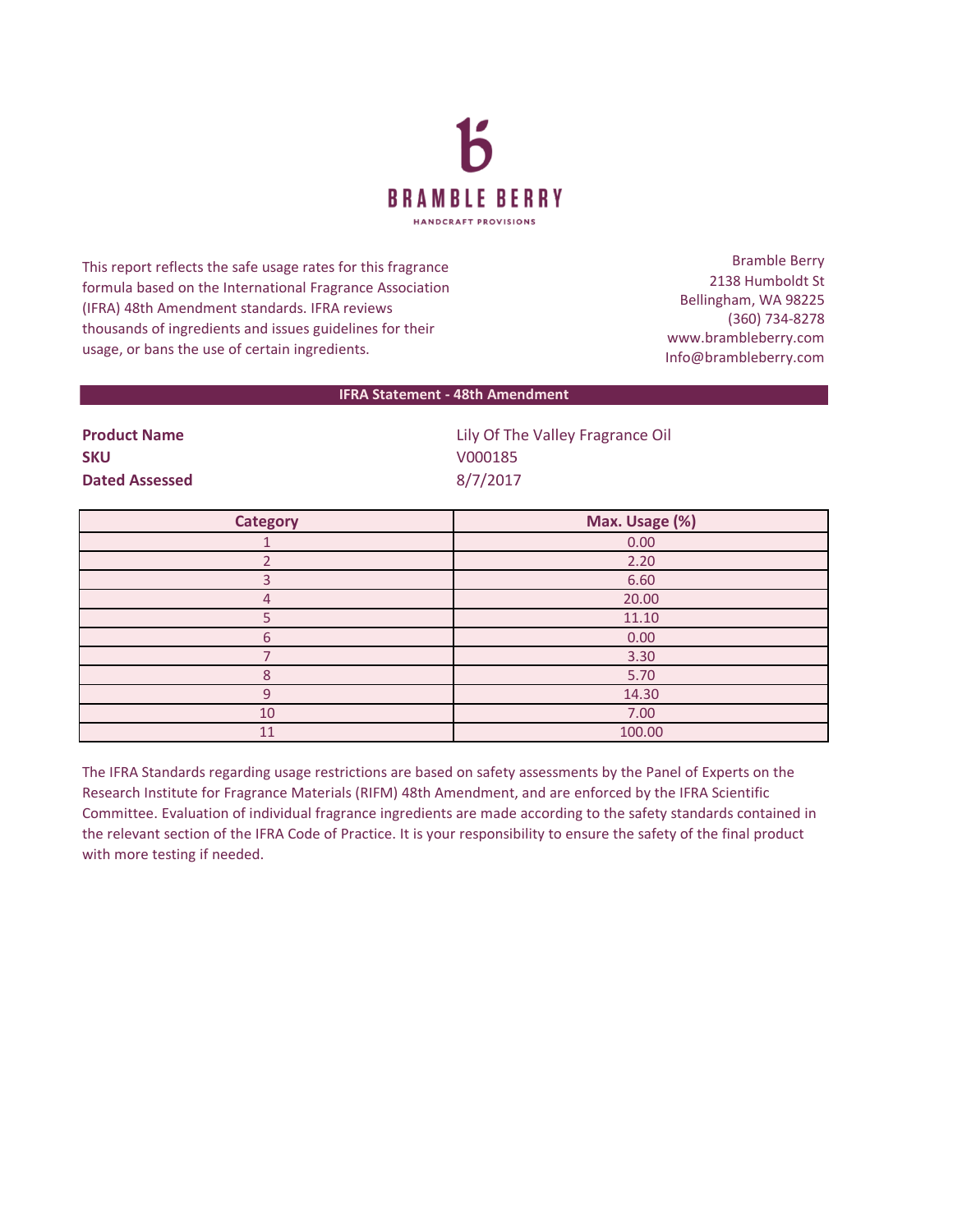# BRAMBLE BERRY

HANDCRAFT PROVISIONS

This report reflects the safe usage rates for this fragrance formula based on the International Fragrance Association (IFRA) 48th Amendment standards. IFRA reviews thousands of ingredients and issues guidelines for their usage, or bans the use of certain ingredients.

Bramble Berry
2138 Humboldt St
Bellingham, WA 98225
(360) 734-8278
www.brambleberry.com
Info@brambleberry.com

## IFRA Statement - 48th Amendment

**Product Name** Lily Of The Valley Fragrance Oil
**SKU** V000185
**Dated Assessed** 8/7/2017

| Category | Max. Usage (%) |
| --- | --- |
| 1 | 0.00 |
| 2 | 2.20 |
| 3 | 6.60 |
| 4 | 20.00 |
| 5 | 11.10 |
| 6 | 0.00 |
| 7 | 3.30 |
| 8 | 5.70 |
| 9 | 14.30 |
| 10 | 7.00 |
| 11 | 100.00 |

The IFRA Standards regarding usage restrictions are based on safety assessments by the Panel of Experts on the Research Institute for Fragrance Materials (RIFM) 48th Amendment, and are enforced by the IFRA Scientific Committee. Evaluation of individual fragrance ingredients are made according to the safety standards contained in the relevant section of the IFRA Code of Practice. It is your responsibility to ensure the safety of the final product with more testing if needed.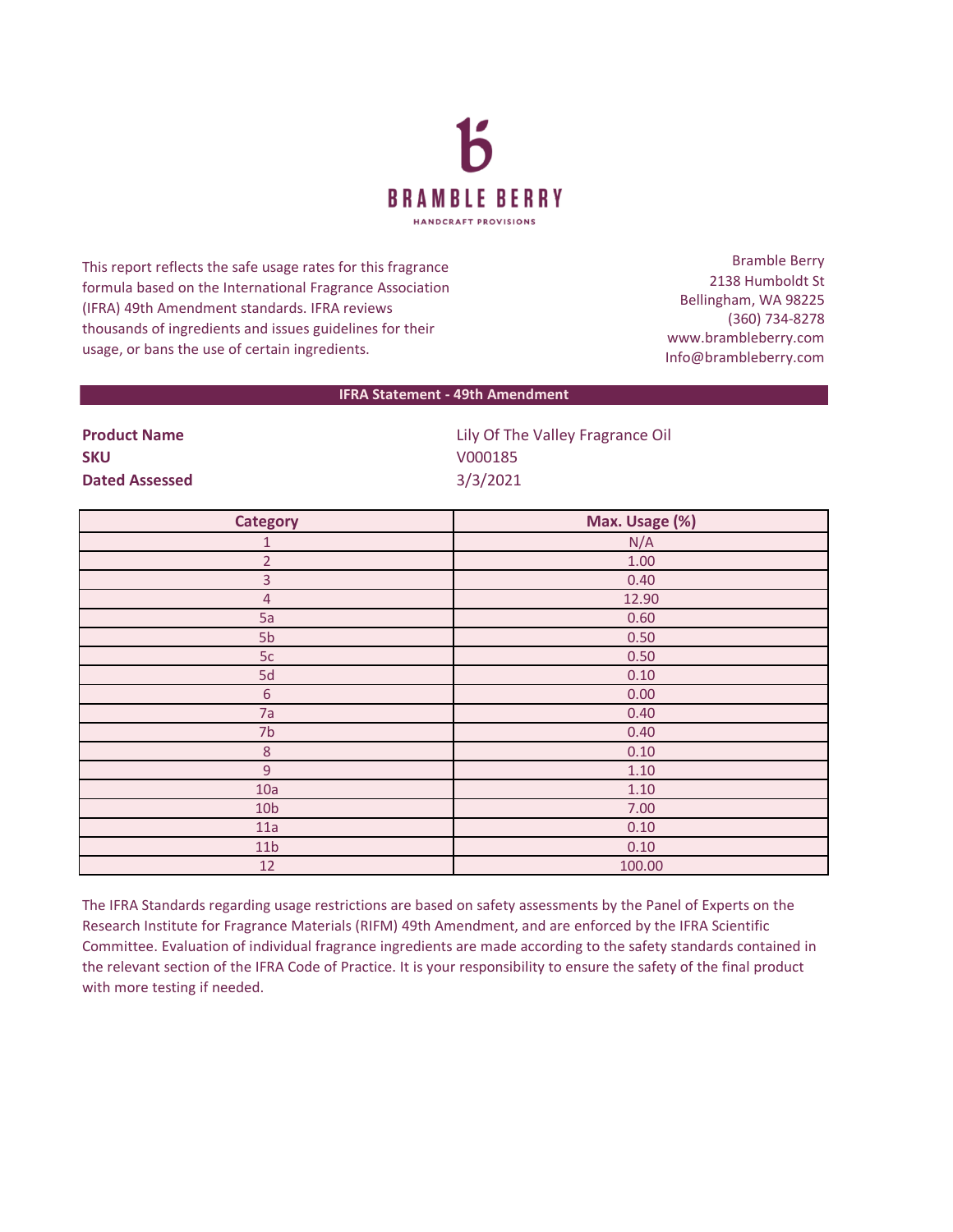# BRAMBLE BERRY

HANDCRAFT PROVISIONS

This report reflects the safe usage rates for this fragrance formula based on the International Fragrance Association (IFRA) 49th Amendment standards. IFRA reviews thousands of ingredients and issues guidelines for their usage, or bans the use of certain ingredients.

Bramble Berry
2138 Humboldt St
Bellingham, WA 98225
(360) 734-8278
www.brambleberry.com
Info@brambleberry.com

## IFRA Statement - 49th Amendment

| | |
|---|---|
| **Product Name** | Lily Of The Valley Fragrance Oil |
| **SKU** | V000185 |
| **Dated Assessed** | 3/3/2021 |

| Category | Max. Usage (%) |
|---|---|
| 1 | N/A |
| 2 | 1.00 |
| 3 | 0.40 |
| 4 | 12.90 |
| 5a | 0.60 |
| 5b | 0.50 |
| 5c | 0.50 |
| 5d | 0.10 |
| 6 | 0.00 |
| 7a | 0.40 |
| 7b | 0.40 |
| 8 | 0.10 |
| 9 | 1.10 |
| 10a | 1.10 |
| 10b | 7.00 |
| 11a | 0.10 |
| 11b | 0.10 |
| 12 | 100.00 |

The IFRA Standards regarding usage restrictions are based on safety assessments by the Panel of Experts on the Research Institute for Fragrance Materials (RIFM) 49th Amendment, and are enforced by the IFRA Scientific Committee. Evaluation of individual fragrance ingredients are made according to the safety standards contained in the relevant section of the IFRA Code of Practice. It is your responsibility to ensure the safety of the final product with more testing if needed.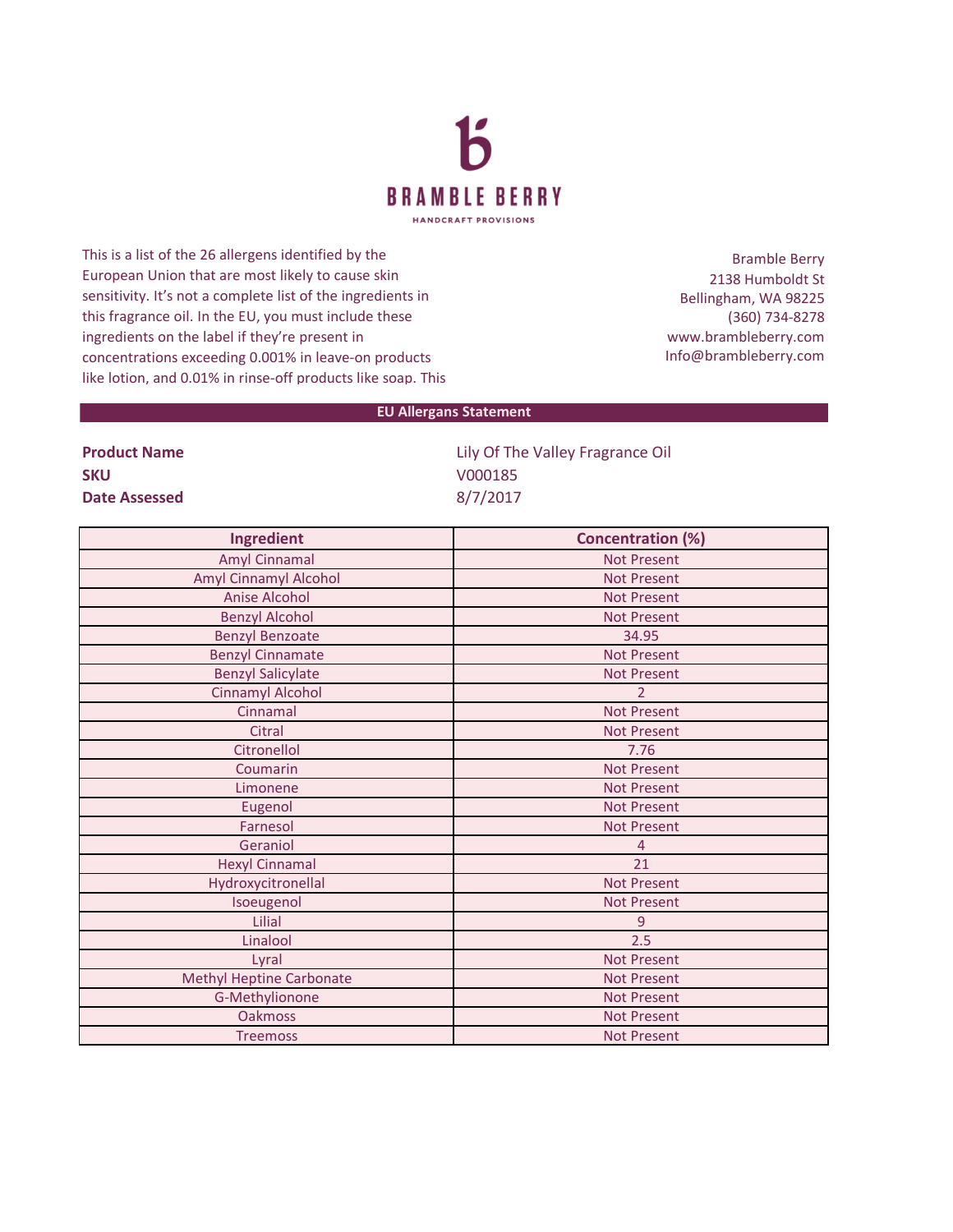# BRAMBLE BERRY

HANDCRAFT PROVISIONS

This is a list of the 26 allergens identified by the European Union that are most likely to cause skin sensitivity. It's not a complete list of the ingredients in this fragrance oil. In the EU, you must include these ingredients on the label if they're present in concentrations exceeding 0.001% in leave-on products like lotion, and 0.01% in rinse-off products like soap. This

Bramble Berry
2138 Humboldt St
Bellingham, WA 98225
(360) 734-8278
www.brambleberry.com
Info@brambleberry.com

## EU Allergans Statement

**Product Name** Lily Of The Valley Fragrance Oil
**SKU** V000185
**Date Assessed** 8/7/2017

| Ingredient | Concentration (%) |
|---|---|
| Amyl Cinnamal | Not Present |
| Amyl Cinnamyl Alcohol | Not Present |
| Anise Alcohol | Not Present |
| Benzyl Alcohol | Not Present |
| Benzyl Benzoate | 34.95 |
| Benzyl Cinnamate | Not Present |
| Benzyl Salicylate | Not Present |
| Cinnamyl Alcohol | 2 |
| Cinnamal | Not Present |
| Citral | Not Present |
| Citronellol | 7.76 |
| Coumarin | Not Present |
| Limonene | Not Present |
| Eugenol | Not Present |
| Farnesol | Not Present |
| Geraniol | 4 |
| Hexyl Cinnamal | 21 |
| Hydroxycitronellal | Not Present |
| Isoeugenol | Not Present |
| Lilial | 9 |
| Linalool | 2.5 |
| Lyral | Not Present |
| Methyl Heptine Carbonate | Not Present |
| G-Methylionone | Not Present |
| Oakmoss | Not Present |
| Treemoss | Not Present |